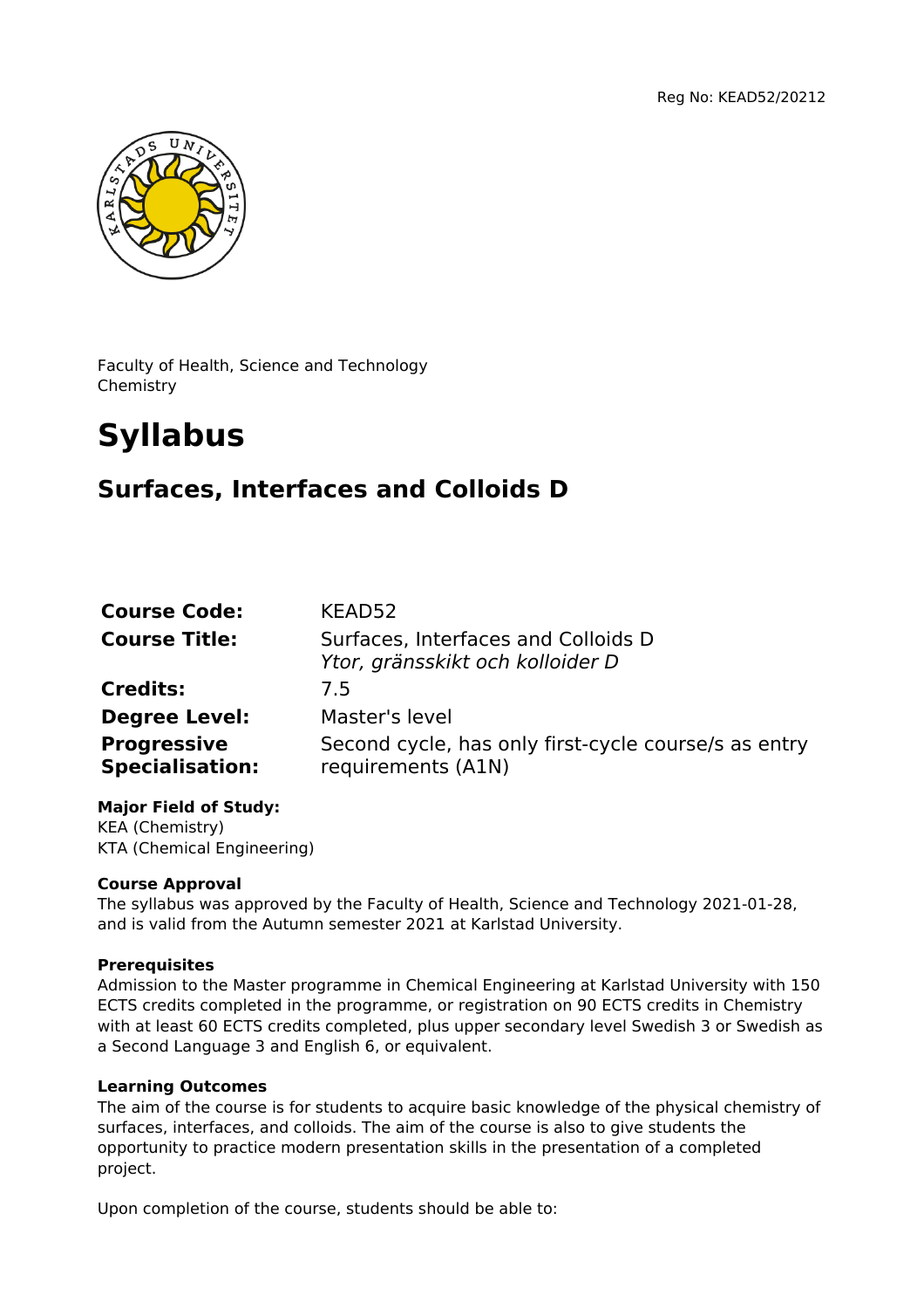Reg No: KEAD52/20212

Faculty of Health, Science and Technology
Chemistry

# Syllabus

## Surfaces, Interfaces and Colloids D

| | |
|---|---|
| **Course Code:** | KEAD52 |
| **Course Title:** | Surfaces, Interfaces and Colloids D<br>*Ytor, gränsskikt och kolloider D* |
| **Credits:** | 7.5 |
| **Degree Level:** | Master's level |
| **Progressive Specialisation:** | Second cycle, has only first-cycle course/s as entry requirements (A1N) |

**Major Field of Study:**
KEA (Chemistry)
KTA (Chemical Engineering)

**Course Approval**
The syllabus was approved by the Faculty of Health, Science and Technology 2021-01-28, and is valid from the Autumn semester 2021 at Karlstad University.

**Prerequisites**
Admission to the Master programme in Chemical Engineering at Karlstad University with 150 ECTS credits completed in the programme, or registration on 90 ECTS credits in Chemistry with at least 60 ECTS credits completed, plus upper secondary level Swedish 3 or Swedish as a Second Language 3 and English 6, or equivalent.

**Learning Outcomes**
The aim of the course is for students to acquire basic knowledge of the physical chemistry of surfaces, interfaces, and colloids. The aim of the course is also to give students the opportunity to practice modern presentation skills in the presentation of a completed project.

Upon completion of the course, students should be able to: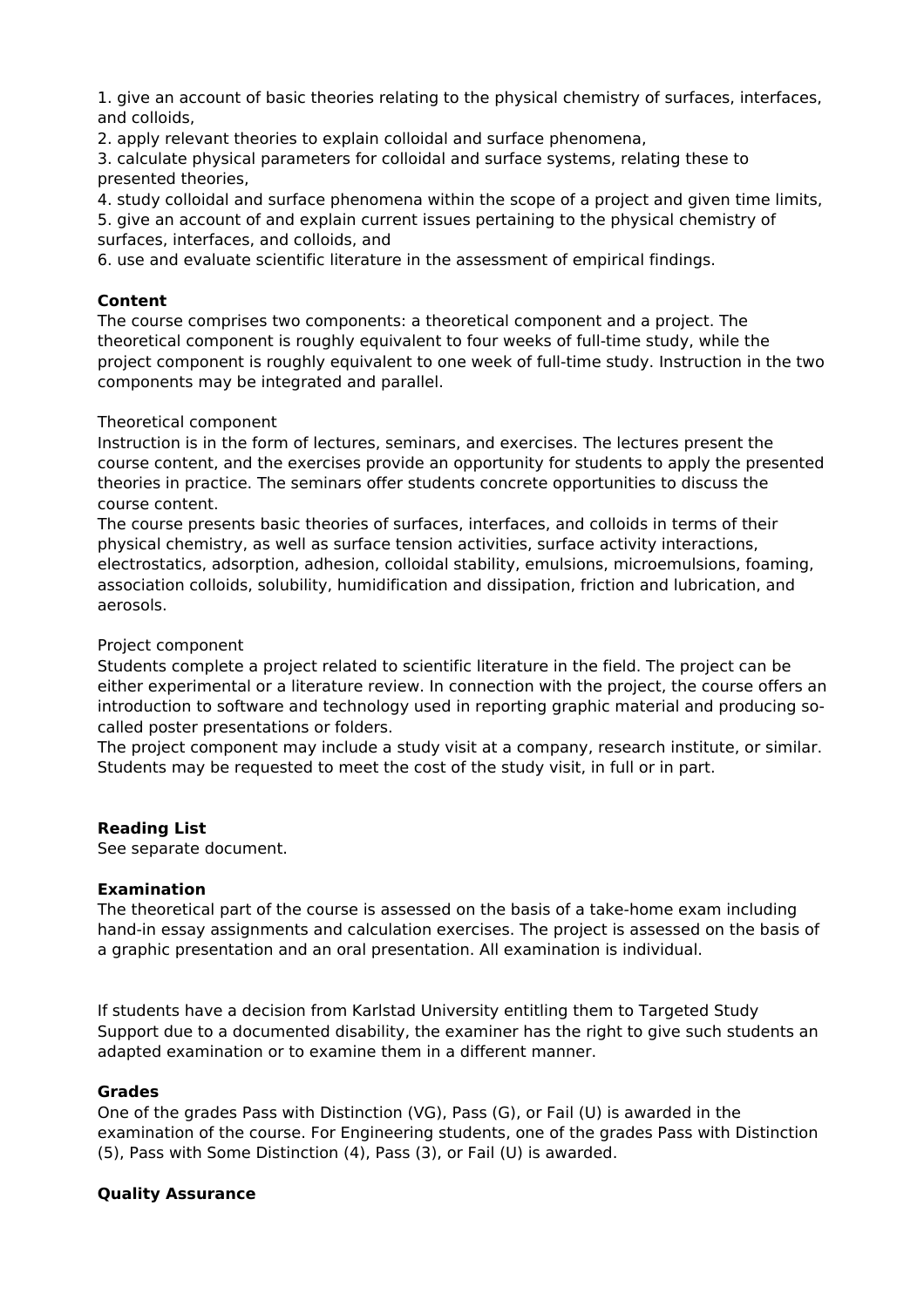1. give an account of basic theories relating to the physical chemistry of surfaces, interfaces, and colloids,
2. apply relevant theories to explain colloidal and surface phenomena,
3. calculate physical parameters for colloidal and surface systems, relating these to presented theories,
4. study colloidal and surface phenomena within the scope of a project and given time limits,
5. give an account of and explain current issues pertaining to the physical chemistry of surfaces, interfaces, and colloids, and
6. use and evaluate scientific literature in the assessment of empirical findings.

**Content**

The course comprises two components: a theoretical component and a project. The theoretical component is roughly equivalent to four weeks of full-time study, while the project component is roughly equivalent to one week of full-time study. Instruction in the two components may be integrated and parallel.

Theoretical component

Instruction is in the form of lectures, seminars, and exercises. The lectures present the course content, and the exercises provide an opportunity for students to apply the presented theories in practice. The seminars offer students concrete opportunities to discuss the course content.

The course presents basic theories of surfaces, interfaces, and colloids in terms of their physical chemistry, as well as surface tension activities, surface activity interactions, electrostatics, adsorption, adhesion, colloidal stability, emulsions, microemulsions, foaming, association colloids, solubility, humidification and dissipation, friction and lubrication, and aerosols.

Project component

Students complete a project related to scientific literature in the field. The project can be either experimental or a literature review. In connection with the project, the course offers an introduction to software and technology used in reporting graphic material and producing so-called poster presentations or folders.

The project component may include a study visit at a company, research institute, or similar. Students may be requested to meet the cost of the study visit, in full or in part.

**Reading List**

See separate document.

**Examination**

The theoretical part of the course is assessed on the basis of a take-home exam including hand-in essay assignments and calculation exercises. The project is assessed on the basis of a graphic presentation and an oral presentation. All examination is individual.

If students have a decision from Karlstad University entitling them to Targeted Study Support due to a documented disability, the examiner has the right to give such students an adapted examination or to examine them in a different manner.

**Grades**

One of the grades Pass with Distinction (VG), Pass (G), or Fail (U) is awarded in the examination of the course. For Engineering students, one of the grades Pass with Distinction (5), Pass with Some Distinction (4), Pass (3), or Fail (U) is awarded.

**Quality Assurance**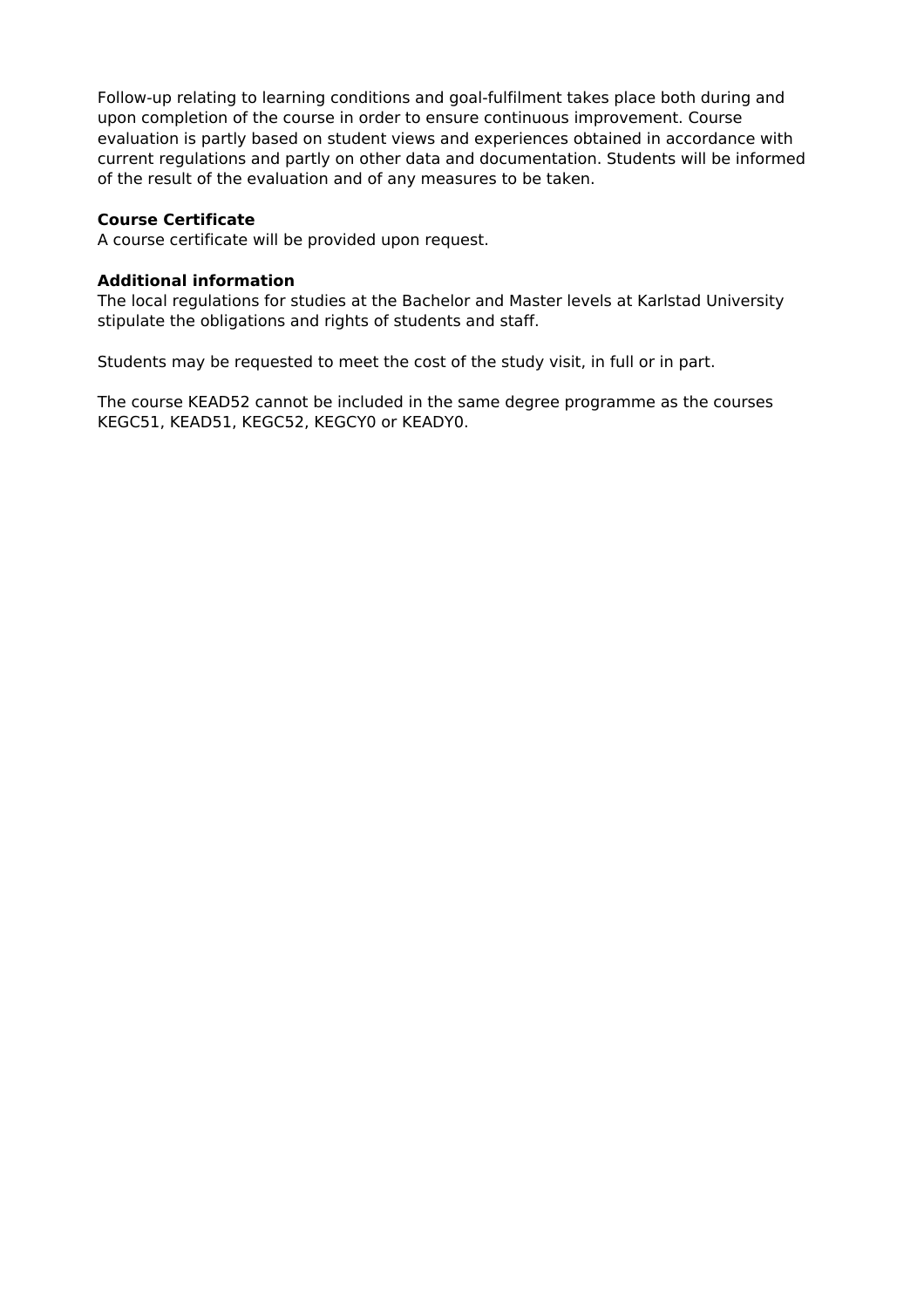Follow-up relating to learning conditions and goal-fulfilment takes place both during and upon completion of the course in order to ensure continuous improvement. Course evaluation is partly based on student views and experiences obtained in accordance with current regulations and partly on other data and documentation. Students will be informed of the result of the evaluation and of any measures to be taken.

**Course Certificate**
A course certificate will be provided upon request.

**Additional information**
The local regulations for studies at the Bachelor and Master levels at Karlstad University stipulate the obligations and rights of students and staff.

Students may be requested to meet the cost of the study visit, in full or in part.

The course KEAD52 cannot be included in the same degree programme as the courses KEGC51, KEAD51, KEGC52, KEGCY0 or KEADY0.